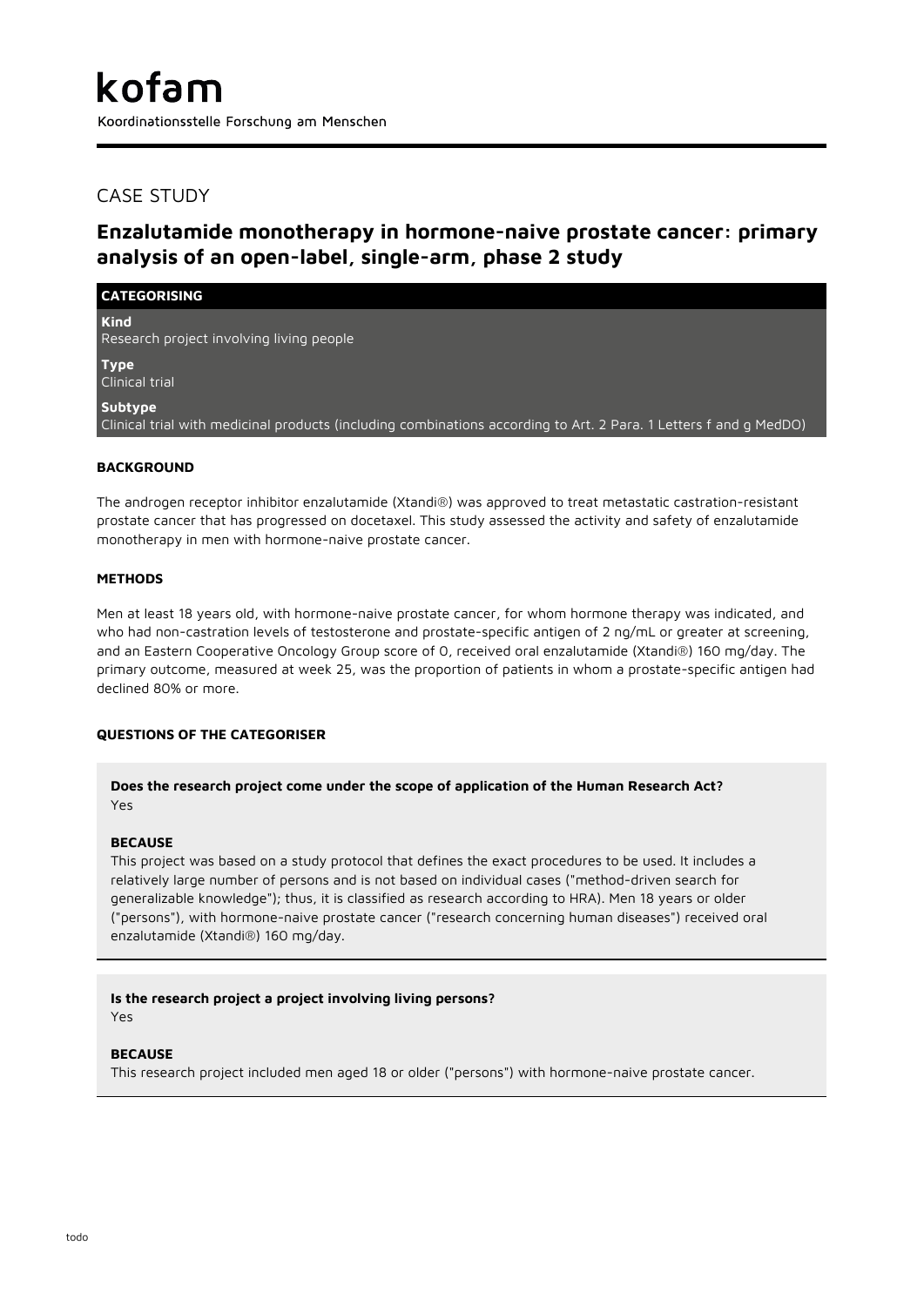# kofam

Koordinationsstelle Forschung am Menschen

## CASE STUDY

## Enzalutamide monotherapy in hormone-naive prostate cancer: primary analysis of an open-label, single-arm, phase 2 study

### CATEGORISING

**Kind**
Research project involving living people

**Type**
Clinical trial

**Subtype**
Clinical trial with medicinal products (including combinations according to Art. 2 Para. 1 Letters f and g MedDO)

### BACKGROUND

The androgen receptor inhibitor enzalutamide (Xtandi®) was approved to treat metastatic castration-resistant prostate cancer that has progressed on docetaxel. This study assessed the activity and safety of enzalutamide monotherapy in men with hormone-naive prostate cancer.

### METHODS

Men at least 18 years old, with hormone-naive prostate cancer, for whom hormone therapy was indicated, and who had non-castration levels of testosterone and prostate-specific antigen of 2 ng/mL or greater at screening, and an Eastern Cooperative Oncology Group score of 0, received oral enzalutamide (Xtandi®) 160 mg/day. The primary outcome, measured at week 25, was the proportion of patients in whom a prostate-specific antigen had declined 80% or more.

### QUESTIONS OF THE CATEGORISER

**Does the research project come under the scope of application of the Human Research Act?**
Yes

**BECAUSE**
This project was based on a study protocol that defines the exact procedures to be used. It includes a relatively large number of persons and is not based on individual cases ("method-driven search for generalizable knowledge"); thus, it is classified as research according to HRA). Men 18 years or older ("persons"), with hormone-naive prostate cancer ("research concerning human diseases") received oral enzalutamide (Xtandi®) 160 mg/day.

**Is the research project a project involving living persons?**
Yes

**BECAUSE**
This research project included men aged 18 or older ("persons") with hormone-naive prostate cancer.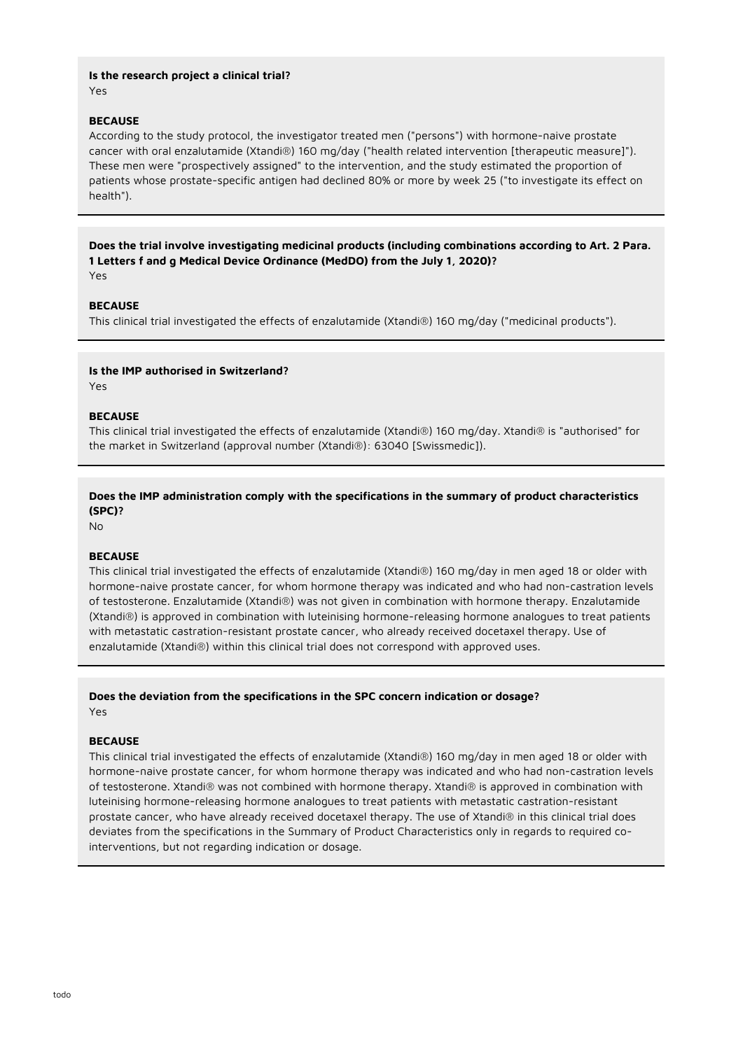**Is the research project a clinical trial?**
Yes

**BECAUSE**
According to the study protocol, the investigator treated men ("persons") with hormone-naive prostate cancer with oral enzalutamide (Xtandi®) 160 mg/day ("health related intervention [therapeutic measure]"). These men were "prospectively assigned" to the intervention, and the study estimated the proportion of patients whose prostate-specific antigen had declined 80% or more by week 25 ("to investigate its effect on health").

---

**Does the trial involve investigating medicinal products (including combinations according to Art. 2 Para. 1 Letters f and g Medical Device Ordinance (MedDO) from the July 1, 2020)?**
Yes

**BECAUSE**
This clinical trial investigated the effects of enzalutamide (Xtandi®) 160 mg/day ("medicinal products").

---

**Is the IMP authorised in Switzerland?**
Yes

**BECAUSE**
This clinical trial investigated the effects of enzalutamide (Xtandi®) 160 mg/day. Xtandi® is "authorised" for the market in Switzerland (approval number (Xtandi®): 63040 [Swissmedic]).

---

**Does the IMP administration comply with the specifications in the summary of product characteristics (SPC)?**
No

**BECAUSE**
This clinical trial investigated the effects of enzalutamide (Xtandi®) 160 mg/day in men aged 18 or older with hormone-naive prostate cancer, for whom hormone therapy was indicated and who had non-castration levels of testosterone. Enzalutamide (Xtandi®) was not given in combination with hormone therapy. Enzalutamide (Xtandi®) is approved in combination with luteinising hormone-releasing hormone analogues to treat patients with metastatic castration-resistant prostate cancer, who already received docetaxel therapy. Use of enzalutamide (Xtandi®) within this clinical trial does not correspond with approved uses.

---

**Does the deviation from the specifications in the SPC concern indication or dosage?**
Yes

**BECAUSE**
This clinical trial investigated the effects of enzalutamide (Xtandi®) 160 mg/day in men aged 18 or older with hormone-naive prostate cancer, for whom hormone therapy was indicated and who had non-castration levels of testosterone. Xtandi® was not combined with hormone therapy. Xtandi® is approved in combination with luteinising hormone-releasing hormone analogues to treat patients with metastatic castration-resistant prostate cancer, who have already received docetaxel therapy. The use of Xtandi® in this clinical trial does deviates from the specifications in the Summary of Product Characteristics only in regards to required co-interventions, but not regarding indication or dosage.

---

todo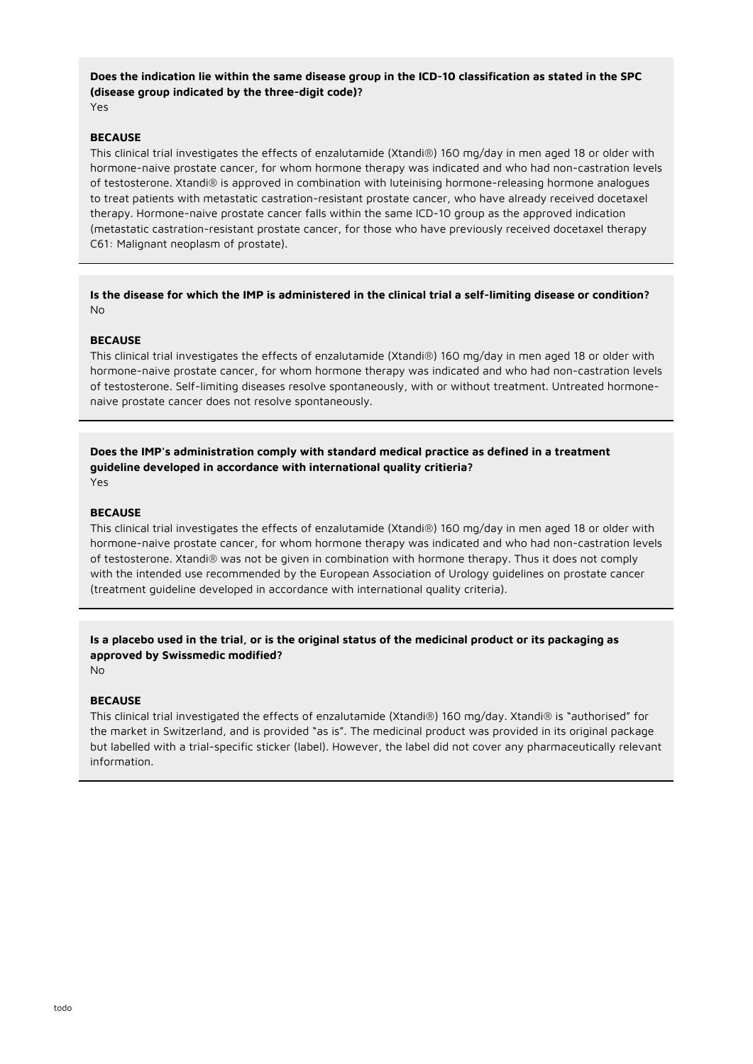**Does the indication lie within the same disease group in the ICD-10 classification as stated in the SPC (disease group indicated by the three-digit code)?**
Yes

**BECAUSE**

This clinical trial investigates the effects of enzalutamide (Xtandi®) 160 mg/day in men aged 18 or older with hormone-naive prostate cancer, for whom hormone therapy was indicated and who had non-castration levels of testosterone. Xtandi® is approved in combination with luteinising hormone-releasing hormone analogues to treat patients with metastatic castration-resistant prostate cancer, who have already received docetaxel therapy. Hormone-naive prostate cancer falls within the same ICD-10 group as the approved indication (metastatic castration-resistant prostate cancer, for those who have previously received docetaxel therapy C61: Malignant neoplasm of prostate).

---

**Is the disease for which the IMP is administered in the clinical trial a self-limiting disease or condition?**
No

**BECAUSE**

This clinical trial investigates the effects of enzalutamide (Xtandi®) 160 mg/day in men aged 18 or older with hormone-naive prostate cancer, for whom hormone therapy was indicated and who had non-castration levels of testosterone. Self-limiting diseases resolve spontaneously, with or without treatment. Untreated hormone-naive prostate cancer does not resolve spontaneously.

---

**Does the IMP's administration comply with standard medical practice as defined in a treatment guideline developed in accordance with international quality critieria?**
Yes

**BECAUSE**

This clinical trial investigates the effects of enzalutamide (Xtandi®) 160 mg/day in men aged 18 or older with hormone-naive prostate cancer, for whom hormone therapy was indicated and who had non-castration levels of testosterone. Xtandi® was not be given in combination with hormone therapy. Thus it does not comply with the intended use recommended by the European Association of Urology guidelines on prostate cancer (treatment guideline developed in accordance with international quality criteria).

---

**Is a placebo used in the trial, or is the original status of the medicinal product or its packaging as approved by Swissmedic modified?**
No

**BECAUSE**

This clinical trial investigated the effects of enzalutamide (Xtandi®) 160 mg/day. Xtandi® is "authorised" for the market in Switzerland, and is provided "as is". The medicinal product was provided in its original package but labelled with a trial-specific sticker (label). However, the label did not cover any pharmaceutically relevant information.

---

todo